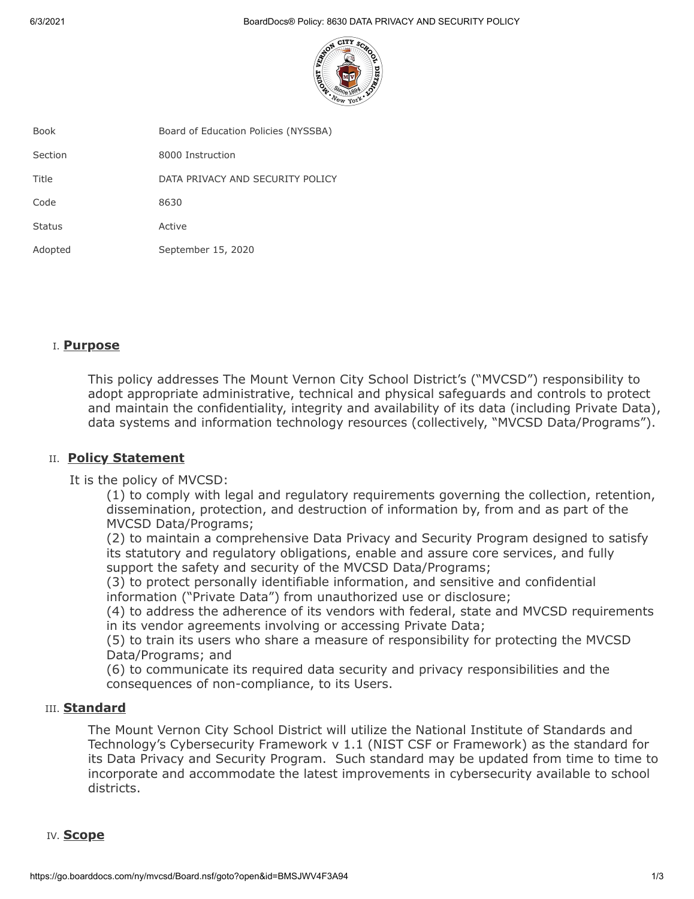| | |
|---|---|
| Book | Board of Education Policies (NYSSBA) |
| Section | 8000 Instruction |
| Title | DATA PRIVACY AND SECURITY POLICY |
| Code | 8630 |
| Status | Active |
| Adopted | September 15, 2020 |

## I. **Purpose**

This policy addresses The Mount Vernon City School District's ("MVCSD") responsibility to adopt appropriate administrative, technical and physical safeguards and controls to protect and maintain the confidentiality, integrity and availability of its data (including Private Data), data systems and information technology resources (collectively, "MVCSD Data/Programs").

## II. **Policy Statement**

It is the policy of MVCSD:

(1) to comply with legal and regulatory requirements governing the collection, retention, dissemination, protection, and destruction of information by, from and as part of the MVCSD Data/Programs;

(2) to maintain a comprehensive Data Privacy and Security Program designed to satisfy its statutory and regulatory obligations, enable and assure core services, and fully support the safety and security of the MVCSD Data/Programs;

(3) to protect personally identifiable information, and sensitive and confidential information ("Private Data") from unauthorized use or disclosure;

(4) to address the adherence of its vendors with federal, state and MVCSD requirements in its vendor agreements involving or accessing Private Data;

(5) to train its users who share a measure of responsibility for protecting the MVCSD Data/Programs; and

(6) to communicate its required data security and privacy responsibilities and the consequences of non-compliance, to its Users.

## III. **Standard**

The Mount Vernon City School District will utilize the National Institute of Standards and Technology's Cybersecurity Framework v 1.1 (NIST CSF or Framework) as the standard for its Data Privacy and Security Program. Such standard may be updated from time to time to incorporate and accommodate the latest improvements in cybersecurity available to school districts.

## IV. **Scope**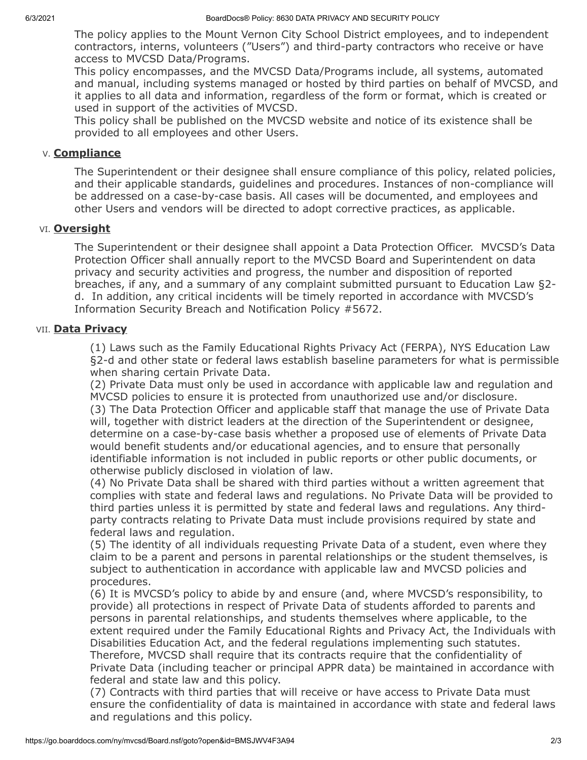The policy applies to the Mount Vernon City School District employees, and to independent contractors, interns, volunteers ("Users") and third-party contractors who receive or have access to MVCSD Data/Programs.

This policy encompasses, and the MVCSD Data/Programs include, all systems, automated and manual, including systems managed or hosted by third parties on behalf of MVCSD, and it applies to all data and information, regardless of the form or format, which is created or used in support of the activities of MVCSD.

This policy shall be published on the MVCSD website and notice of its existence shall be provided to all employees and other Users.

## V. Compliance

The Superintendent or their designee shall ensure compliance of this policy, related policies, and their applicable standards, guidelines and procedures. Instances of non-compliance will be addressed on a case-by-case basis. All cases will be documented, and employees and other Users and vendors will be directed to adopt corrective practices, as applicable.

## VI. Oversight

The Superintendent or their designee shall appoint a Data Protection Officer. MVCSD's Data Protection Officer shall annually report to the MVCSD Board and Superintendent on data privacy and security activities and progress, the number and disposition of reported breaches, if any, and a summary of any complaint submitted pursuant to Education Law §2-d. In addition, any critical incidents will be timely reported in accordance with MVCSD's Information Security Breach and Notification Policy #5672.

## VII. Data Privacy

(1) Laws such as the Family Educational Rights Privacy Act (FERPA), NYS Education Law §2-d and other state or federal laws establish baseline parameters for what is permissible when sharing certain Private Data.

(2) Private Data must only be used in accordance with applicable law and regulation and MVCSD policies to ensure it is protected from unauthorized use and/or disclosure.

(3) The Data Protection Officer and applicable staff that manage the use of Private Data will, together with district leaders at the direction of the Superintendent or designee, determine on a case-by-case basis whether a proposed use of elements of Private Data would benefit students and/or educational agencies, and to ensure that personally identifiable information is not included in public reports or other public documents, or otherwise publicly disclosed in violation of law.

(4) No Private Data shall be shared with third parties without a written agreement that complies with state and federal laws and regulations. No Private Data will be provided to third parties unless it is permitted by state and federal laws and regulations. Any third-party contracts relating to Private Data must include provisions required by state and federal laws and regulation.

(5) The identity of all individuals requesting Private Data of a student, even where they claim to be a parent and persons in parental relationships or the student themselves, is subject to authentication in accordance with applicable law and MVCSD policies and procedures.

(6) It is MVCSD's policy to abide by and ensure (and, where MVCSD's responsibility, to provide) all protections in respect of Private Data of students afforded to parents and persons in parental relationships, and students themselves where applicable, to the extent required under the Family Educational Rights and Privacy Act, the Individuals with Disabilities Education Act, and the federal regulations implementing such statutes. Therefore, MVCSD shall require that its contracts require that the confidentiality of Private Data (including teacher or principal APPR data) be maintained in accordance with federal and state law and this policy.

(7) Contracts with third parties that will receive or have access to Private Data must ensure the confidentiality of data is maintained in accordance with state and federal laws and regulations and this policy.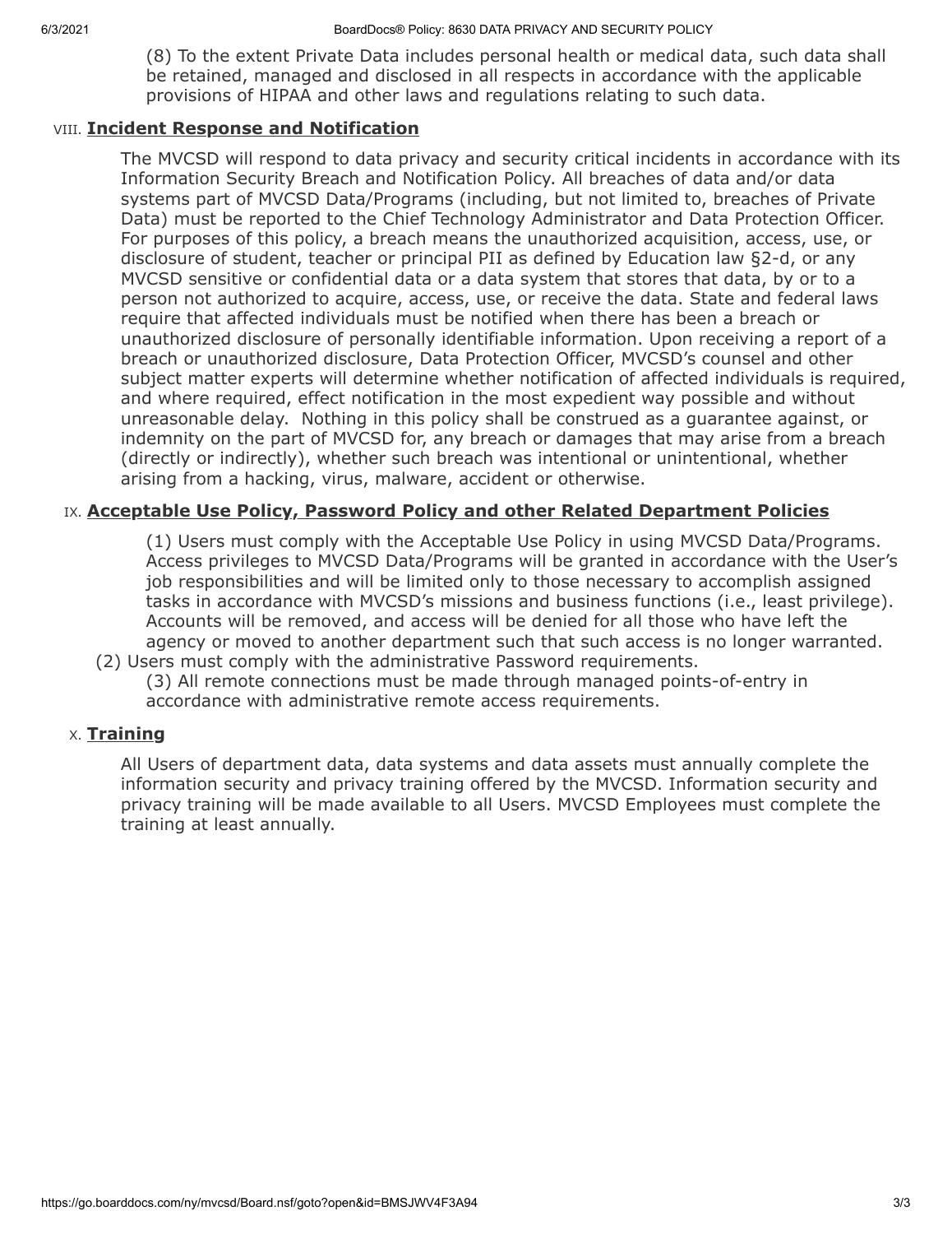(8) To the extent Private Data includes personal health or medical data, such data shall be retained, managed and disclosed in all respects in accordance with the applicable provisions of HIPAA and other laws and regulations relating to such data.

## VIII. **Incident Response and Notification**

The MVCSD will respond to data privacy and security critical incidents in accordance with its Information Security Breach and Notification Policy. All breaches of data and/or data systems part of MVCSD Data/Programs (including, but not limited to, breaches of Private Data) must be reported to the Chief Technology Administrator and Data Protection Officer. For purposes of this policy, a breach means the unauthorized acquisition, access, use, or disclosure of student, teacher or principal PII as defined by Education law §2-d, or any MVCSD sensitive or confidential data or a data system that stores that data, by or to a person not authorized to acquire, access, use, or receive the data. State and federal laws require that affected individuals must be notified when there has been a breach or unauthorized disclosure of personally identifiable information. Upon receiving a report of a breach or unauthorized disclosure, Data Protection Officer, MVCSD's counsel and other subject matter experts will determine whether notification of affected individuals is required, and where required, effect notification in the most expedient way possible and without unreasonable delay. Nothing in this policy shall be construed as a guarantee against, or indemnity on the part of MVCSD for, any breach or damages that may arise from a breach (directly or indirectly), whether such breach was intentional or unintentional, whether arising from a hacking, virus, malware, accident or otherwise.

## IX. **Acceptable Use Policy, Password Policy and other Related Department Policies**

(1) Users must comply with the Acceptable Use Policy in using MVCSD Data/Programs. Access privileges to MVCSD Data/Programs will be granted in accordance with the User's job responsibilities and will be limited only to those necessary to accomplish assigned tasks in accordance with MVCSD's missions and business functions (i.e., least privilege). Accounts will be removed, and access will be denied for all those who have left the agency or moved to another department such that such access is no longer warranted.

(2) Users must comply with the administrative Password requirements.

(3) All remote connections must be made through managed points-of-entry in accordance with administrative remote access requirements.

## X. **Training**

All Users of department data, data systems and data assets must annually complete the information security and privacy training offered by the MVCSD. Information security and privacy training will be made available to all Users. MVCSD Employees must complete the training at least annually.